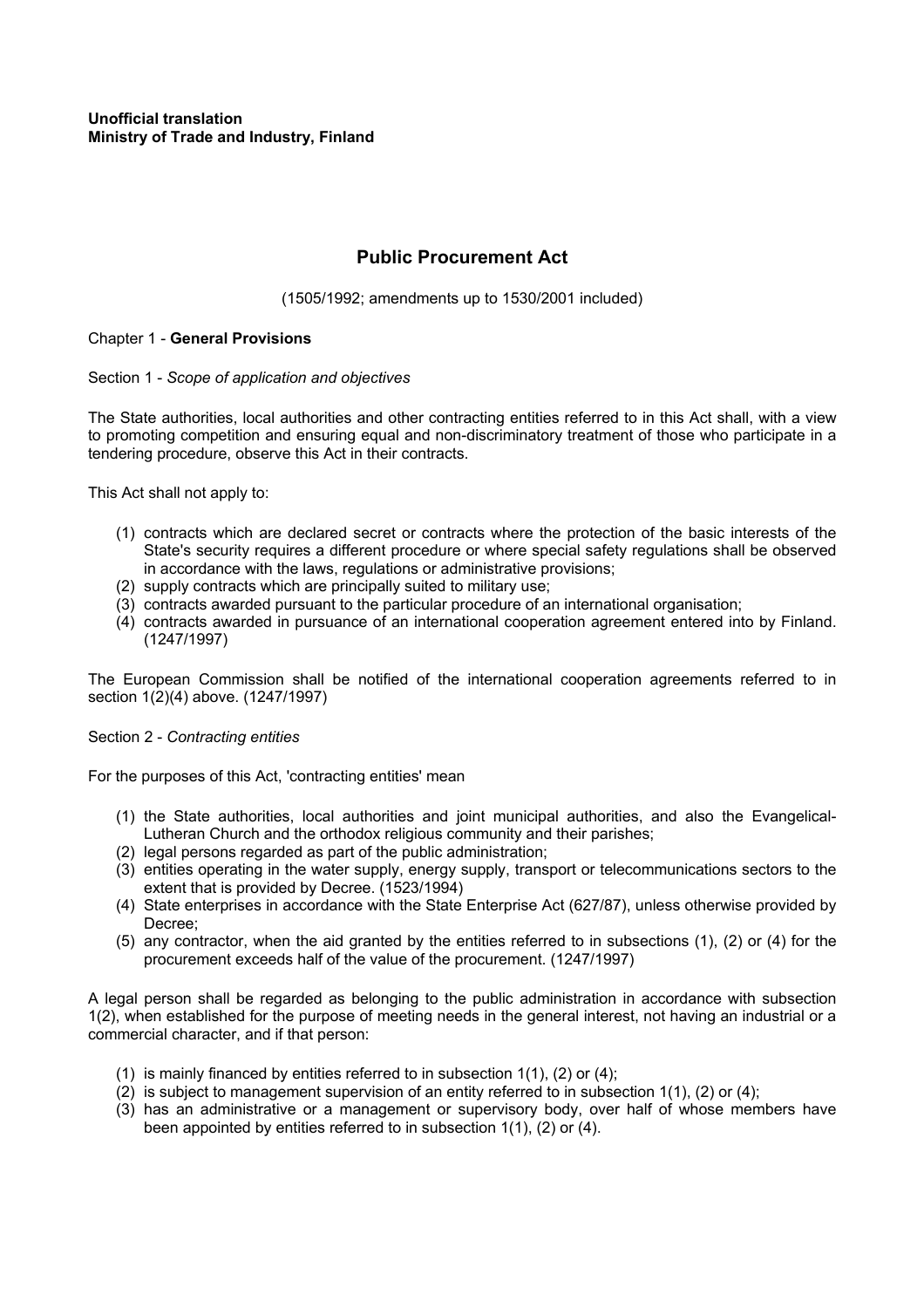**Unofficial translation**
**Ministry of Trade and Industry, Finland**

# Public Procurement Act

(1505/1992; amendments up to 1530/2001 included)

## Chapter 1 - **General Provisions**

### Section 1 - *Scope of application and objectives*

The State authorities, local authorities and other contracting entities referred to in this Act shall, with a view to promoting competition and ensuring equal and non-discriminatory treatment of those who participate in a tendering procedure, observe this Act in their contracts.

This Act shall not apply to:

(1) contracts which are declared secret or contracts where the protection of the basic interests of the State's security requires a different procedure or where special safety regulations shall be observed in accordance with the laws, regulations or administrative provisions;
(2) supply contracts which are principally suited to military use;
(3) contracts awarded pursuant to the particular procedure of an international organisation;
(4) contracts awarded in pursuance of an international cooperation agreement entered into by Finland. (1247/1997)

The European Commission shall be notified of the international cooperation agreements referred to in section 1(2)(4) above. (1247/1997)

### Section 2 - *Contracting entities*

For the purposes of this Act, 'contracting entities' mean

(1) the State authorities, local authorities and joint municipal authorities, and also the Evangelical-Lutheran Church and the orthodox religious community and their parishes;
(2) legal persons regarded as part of the public administration;
(3) entities operating in the water supply, energy supply, transport or telecommunications sectors to the extent that is provided by Decree. (1523/1994)
(4) State enterprises in accordance with the State Enterprise Act (627/87), unless otherwise provided by Decree;
(5) any contractor, when the aid granted by the entities referred to in subsections (1), (2) or (4) for the procurement exceeds half of the value of the procurement. (1247/1997)

A legal person shall be regarded as belonging to the public administration in accordance with subsection 1(2), when established for the purpose of meeting needs in the general interest, not having an industrial or a commercial character, and if that person:

(1) is mainly financed by entities referred to in subsection 1(1), (2) or (4);
(2) is subject to management supervision of an entity referred to in subsection 1(1), (2) or (4);
(3) has an administrative or a management or supervisory body, over half of whose members have been appointed by entities referred to in subsection 1(1), (2) or (4).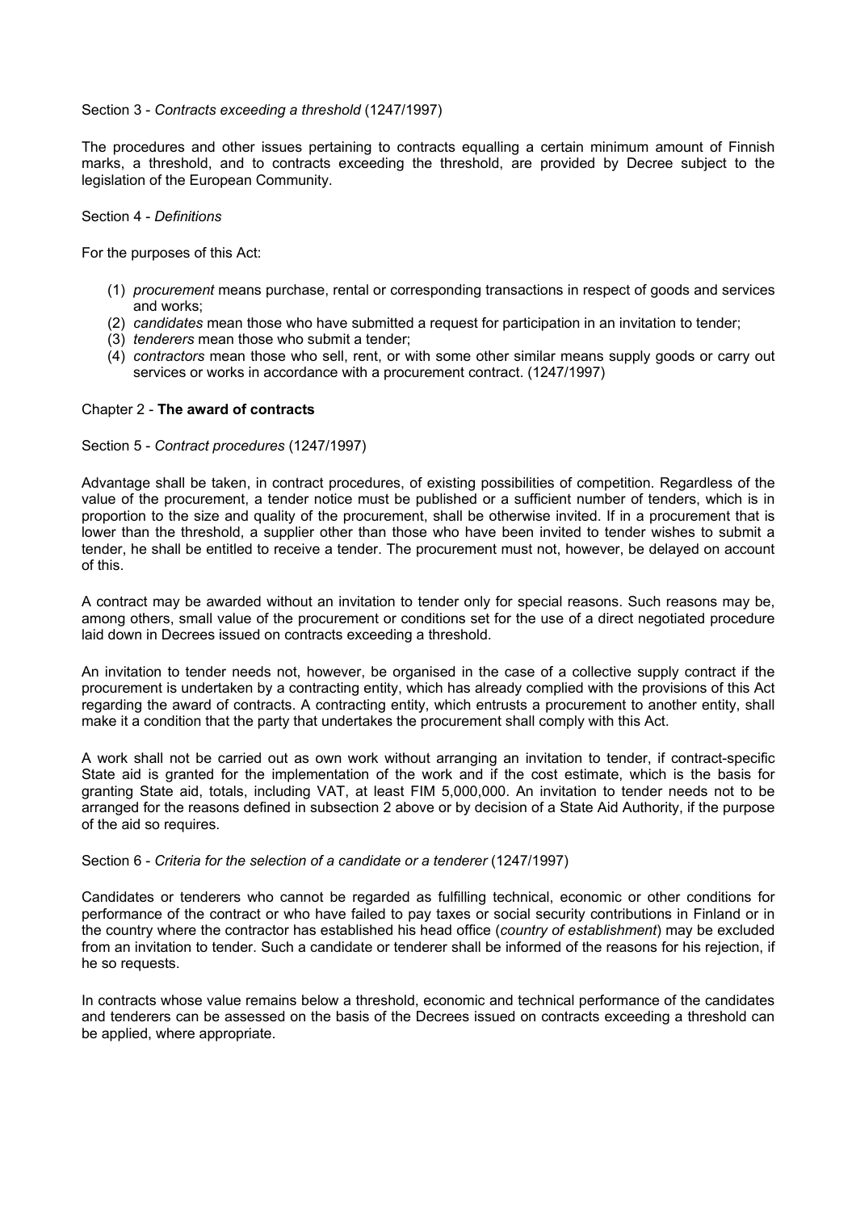Section 3 - *Contracts exceeding a threshold* (1247/1997)

The procedures and other issues pertaining to contracts equalling a certain minimum amount of Finnish marks, a threshold, and to contracts exceeding the threshold, are provided by Decree subject to the legislation of the European Community.

Section 4 - *Definitions*

For the purposes of this Act:

(1) *procurement* means purchase, rental or corresponding transactions in respect of goods and services and works;
(2) *candidates* mean those who have submitted a request for participation in an invitation to tender;
(3) *tenderers* mean those who submit a tender;
(4) *contractors* mean those who sell, rent, or with some other similar means supply goods or carry out services or works in accordance with a procurement contract. (1247/1997)

## Chapter 2 - **The award of contracts**

Section 5 - *Contract procedures* (1247/1997)

Advantage shall be taken, in contract procedures, of existing possibilities of competition. Regardless of the value of the procurement, a tender notice must be published or a sufficient number of tenders, which is in proportion to the size and quality of the procurement, shall be otherwise invited. If in a procurement that is lower than the threshold, a supplier other than those who have been invited to tender wishes to submit a tender, he shall be entitled to receive a tender. The procurement must not, however, be delayed on account of this.

A contract may be awarded without an invitation to tender only for special reasons. Such reasons may be, among others, small value of the procurement or conditions set for the use of a direct negotiated procedure laid down in Decrees issued on contracts exceeding a threshold.

An invitation to tender needs not, however, be organised in the case of a collective supply contract if the procurement is undertaken by a contracting entity, which has already complied with the provisions of this Act regarding the award of contracts. A contracting entity, which entrusts a procurement to another entity, shall make it a condition that the party that undertakes the procurement shall comply with this Act.

A work shall not be carried out as own work without arranging an invitation to tender, if contract-specific State aid is granted for the implementation of the work and if the cost estimate, which is the basis for granting State aid, totals, including VAT, at least FIM 5,000,000. An invitation to tender needs not to be arranged for the reasons defined in subsection 2 above or by decision of a State Aid Authority, if the purpose of the aid so requires.

Section 6 - *Criteria for the selection of a candidate or a tenderer* (1247/1997)

Candidates or tenderers who cannot be regarded as fulfilling technical, economic or other conditions for performance of the contract or who have failed to pay taxes or social security contributions in Finland or in the country where the contractor has established his head office (*country of establishment*) may be excluded from an invitation to tender. Such a candidate or tenderer shall be informed of the reasons for his rejection, if he so requests.

In contracts whose value remains below a threshold, economic and technical performance of the candidates and tenderers can be assessed on the basis of the Decrees issued on contracts exceeding a threshold can be applied, where appropriate.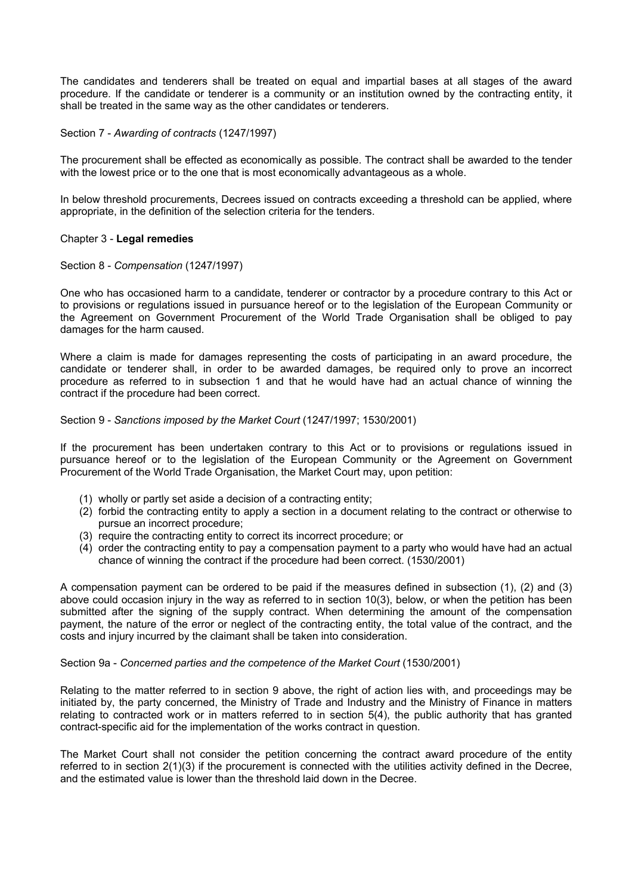The candidates and tenderers shall be treated on equal and impartial bases at all stages of the award procedure. If the candidate or tenderer is a community or an institution owned by the contracting entity, it shall be treated in the same way as the other candidates or tenderers.

Section 7 - *Awarding of contracts* (1247/1997)

The procurement shall be effected as economically as possible. The contract shall be awarded to the tender with the lowest price or to the one that is most economically advantageous as a whole.

In below threshold procurements, Decrees issued on contracts exceeding a threshold can be applied, where appropriate, in the definition of the selection criteria for the tenders.

Chapter 3 - **Legal remedies**

Section 8 - *Compensation* (1247/1997)

One who has occasioned harm to a candidate, tenderer or contractor by a procedure contrary to this Act or to provisions or regulations issued in pursuance hereof or to the legislation of the European Community or the Agreement on Government Procurement of the World Trade Organisation shall be obliged to pay damages for the harm caused.

Where a claim is made for damages representing the costs of participating in an award procedure, the candidate or tenderer shall, in order to be awarded damages, be required only to prove an incorrect procedure as referred to in subsection 1 and that he would have had an actual chance of winning the contract if the procedure had been correct.

Section 9 - *Sanctions imposed by the Market Court* (1247/1997; 1530/2001)

If the procurement has been undertaken contrary to this Act or to provisions or regulations issued in pursuance hereof or to the legislation of the European Community or the Agreement on Government Procurement of the World Trade Organisation, the Market Court may, upon petition:

(1) wholly or partly set aside a decision of a contracting entity;
(2) forbid the contracting entity to apply a section in a document relating to the contract or otherwise to pursue an incorrect procedure;
(3) require the contracting entity to correct its incorrect procedure; or
(4) order the contracting entity to pay a compensation payment to a party who would have had an actual chance of winning the contract if the procedure had been correct. (1530/2001)

A compensation payment can be ordered to be paid if the measures defined in subsection (1), (2) and (3) above could occasion injury in the way as referred to in section 10(3), below, or when the petition has been submitted after the signing of the supply contract. When determining the amount of the compensation payment, the nature of the error or neglect of the contracting entity, the total value of the contract, and the costs and injury incurred by the claimant shall be taken into consideration.

Section 9a - *Concerned parties and the competence of the Market Court* (1530/2001)

Relating to the matter referred to in section 9 above, the right of action lies with, and proceedings may be initiated by, the party concerned, the Ministry of Trade and Industry and the Ministry of Finance in matters relating to contracted work or in matters referred to in section 5(4), the public authority that has granted contract-specific aid for the implementation of the works contract in question.

The Market Court shall not consider the petition concerning the contract award procedure of the entity referred to in section 2(1)(3) if the procurement is connected with the utilities activity defined in the Decree, and the estimated value is lower than the threshold laid down in the Decree.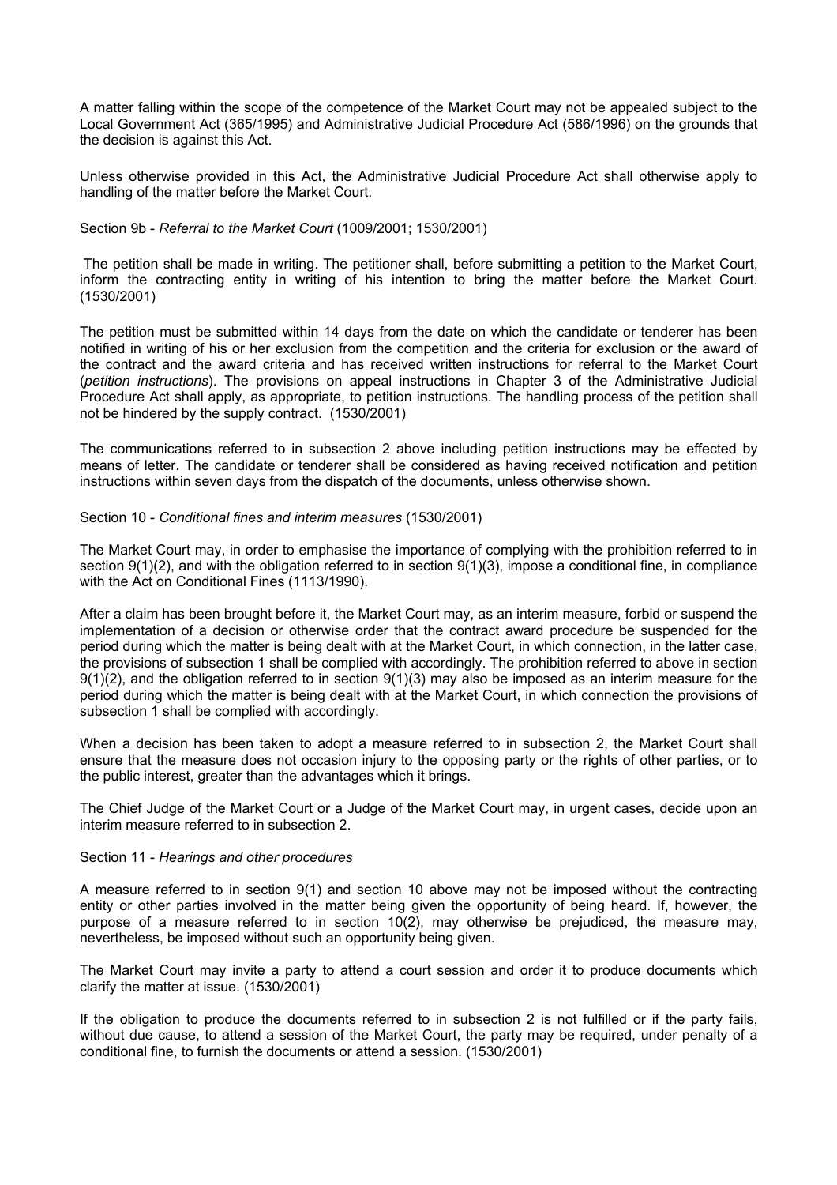A matter falling within the scope of the competence of the Market Court may not be appealed subject to the Local Government Act (365/1995) and Administrative Judicial Procedure Act (586/1996) on the grounds that the decision is against this Act.

Unless otherwise provided in this Act, the Administrative Judicial Procedure Act shall otherwise apply to handling of the matter before the Market Court.

Section 9b - *Referral to the Market Court* (1009/2001; 1530/2001)

The petition shall be made in writing. The petitioner shall, before submitting a petition to the Market Court, inform the contracting entity in writing of his intention to bring the matter before the Market Court. (1530/2001)

The petition must be submitted within 14 days from the date on which the candidate or tenderer has been notified in writing of his or her exclusion from the competition and the criteria for exclusion or the award of the contract and the award criteria and has received written instructions for referral to the Market Court (*petition instructions*). The provisions on appeal instructions in Chapter 3 of the Administrative Judicial Procedure Act shall apply, as appropriate, to petition instructions. The handling process of the petition shall not be hindered by the supply contract. (1530/2001)

The communications referred to in subsection 2 above including petition instructions may be effected by means of letter. The candidate or tenderer shall be considered as having received notification and petition instructions within seven days from the dispatch of the documents, unless otherwise shown.

Section 10 - *Conditional fines and interim measures* (1530/2001)

The Market Court may, in order to emphasise the importance of complying with the prohibition referred to in section 9(1)(2), and with the obligation referred to in section 9(1)(3), impose a conditional fine, in compliance with the Act on Conditional Fines (1113/1990).

After a claim has been brought before it, the Market Court may, as an interim measure, forbid or suspend the implementation of a decision or otherwise order that the contract award procedure be suspended for the period during which the matter is being dealt with at the Market Court, in which connection, in the latter case, the provisions of subsection 1 shall be complied with accordingly. The prohibition referred to above in section 9(1)(2), and the obligation referred to in section 9(1)(3) may also be imposed as an interim measure for the period during which the matter is being dealt with at the Market Court, in which connection the provisions of subsection 1 shall be complied with accordingly.

When a decision has been taken to adopt a measure referred to in subsection 2, the Market Court shall ensure that the measure does not occasion injury to the opposing party or the rights of other parties, or to the public interest, greater than the advantages which it brings.

The Chief Judge of the Market Court or a Judge of the Market Court may, in urgent cases, decide upon an interim measure referred to in subsection 2.

Section 11 - *Hearings and other procedures*

A measure referred to in section 9(1) and section 10 above may not be imposed without the contracting entity or other parties involved in the matter being given the opportunity of being heard. If, however, the purpose of a measure referred to in section 10(2), may otherwise be prejudiced, the measure may, nevertheless, be imposed without such an opportunity being given.

The Market Court may invite a party to attend a court session and order it to produce documents which clarify the matter at issue. (1530/2001)

If the obligation to produce the documents referred to in subsection 2 is not fulfilled or if the party fails, without due cause, to attend a session of the Market Court, the party may be required, under penalty of a conditional fine, to furnish the documents or attend a session. (1530/2001)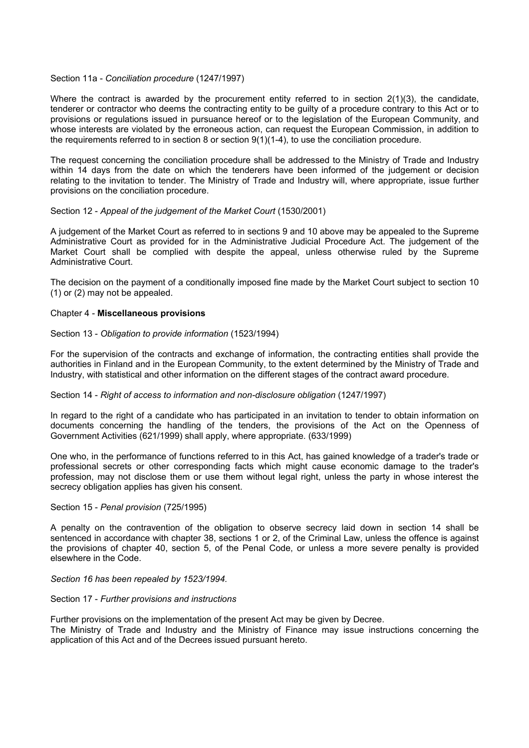Section 11a - *Conciliation procedure* (1247/1997)

Where the contract is awarded by the procurement entity referred to in section 2(1)(3), the candidate, tenderer or contractor who deems the contracting entity to be guilty of a procedure contrary to this Act or to provisions or regulations issued in pursuance hereof or to the legislation of the European Community, and whose interests are violated by the erroneous action, can request the European Commission, in addition to the requirements referred to in section 8 or section 9(1)(1-4), to use the conciliation procedure.

The request concerning the conciliation procedure shall be addressed to the Ministry of Trade and Industry within 14 days from the date on which the tenderers have been informed of the judgement or decision relating to the invitation to tender. The Ministry of Trade and Industry will, where appropriate, issue further provisions on the conciliation procedure.

Section 12 - *Appeal of the judgement of the Market Court* (1530/2001)

A judgement of the Market Court as referred to in sections 9 and 10 above may be appealed to the Supreme Administrative Court as provided for in the Administrative Judicial Procedure Act. The judgement of the Market Court shall be complied with despite the appeal, unless otherwise ruled by the Supreme Administrative Court.

The decision on the payment of a conditionally imposed fine made by the Market Court subject to section 10 (1) or (2) may not be appealed.

## Chapter 4 - **Miscellaneous provisions**

Section 13 - *Obligation to provide information* (1523/1994)

For the supervision of the contracts and exchange of information, the contracting entities shall provide the authorities in Finland and in the European Community, to the extent determined by the Ministry of Trade and Industry, with statistical and other information on the different stages of the contract award procedure.

Section 14 - *Right of access to information and non-disclosure obligation* (1247/1997)

In regard to the right of a candidate who has participated in an invitation to tender to obtain information on documents concerning the handling of the tenders, the provisions of the Act on the Openness of Government Activities (621/1999) shall apply, where appropriate. (633/1999)

One who, in the performance of functions referred to in this Act, has gained knowledge of a trader's trade or professional secrets or other corresponding facts which might cause economic damage to the trader's profession, may not disclose them or use them without legal right, unless the party in whose interest the secrecy obligation applies has given his consent.

Section 15 - *Penal provision* (725/1995)

A penalty on the contravention of the obligation to observe secrecy laid down in section 14 shall be sentenced in accordance with chapter 38, sections 1 or 2, of the Criminal Law, unless the offence is against the provisions of chapter 40, section 5, of the Penal Code, or unless a more severe penalty is provided elsewhere in the Code.

*Section 16 has been repealed by 1523/1994.*

Section 17 - *Further provisions and instructions*

Further provisions on the implementation of the present Act may be given by Decree.
The Ministry of Trade and Industry and the Ministry of Finance may issue instructions concerning the application of this Act and of the Decrees issued pursuant hereto.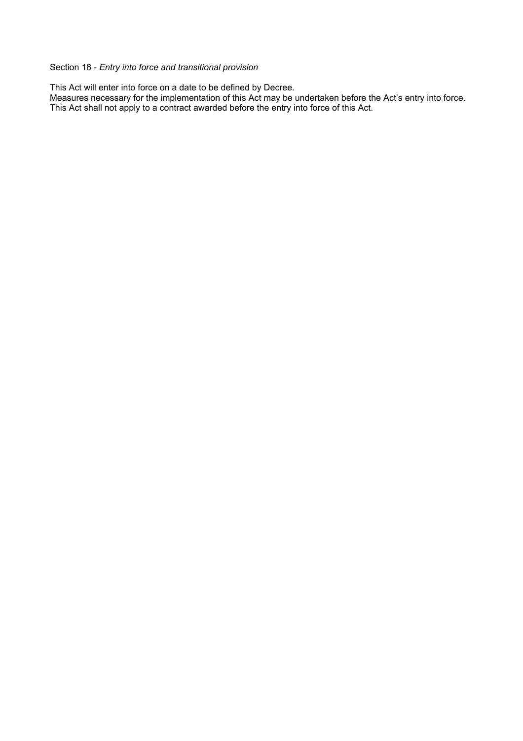Section 18 - *Entry into force and transitional provision*

This Act will enter into force on a date to be defined by Decree.
Measures necessary for the implementation of this Act may be undertaken before the Act's entry into force.
This Act shall not apply to a contract awarded before the entry into force of this Act.